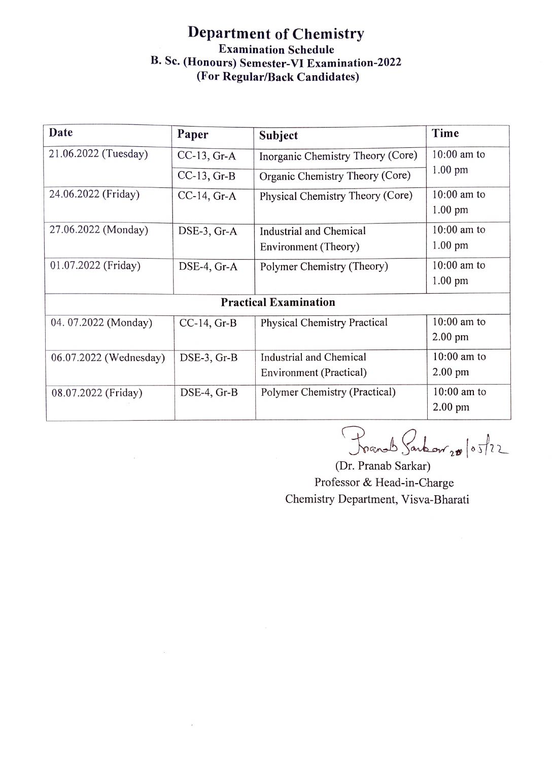# Department of Chemistry

## Examination Schedule

## B. Sc. (Honours) Semester-VI Examination-2022

## (For Regular/Back Candidates)

| Date | Paper | Subject | Time |
|---|---|---|---|
| 21.06.2022 (Tuesday) | CC-13, Gr-A | Inorganic Chemistry Theory (Core) | 10:00 am to 1.00 pm |
| | CC-13, Gr-B | Organic Chemistry Theory (Core) | |
| 24.06.2022 (Friday) | CC-14, Gr-A | Physical Chemistry Theory (Core) | 10:00 am to 1.00 pm |
| 27.06.2022 (Monday) | DSE-3, Gr-A | Industrial and Chemical Environment (Theory) | 10:00 am to 1.00 pm |
| 01.07.2022 (Friday) | DSE-4, Gr-A | Polymer Chemistry (Theory) | 10:00 am to 1.00 pm |
| **Practical Examination** | | | |
| 04. 07.2022 (Monday) | CC-14, Gr-B | Physical Chemistry Practical | 10:00 am to 2.00 pm |
| 06.07.2022 (Wednesday) | DSE-3, Gr-B | Industrial and Chemical Environment (Practical) | 10:00 am to 2.00 pm |
| 08.07.2022 (Friday) | DSE-4, Gr-B | Polymer Chemistry (Practical) | 10:00 am to 2.00 pm |

Pranab Sarkar 20/05/22

(Dr. Pranab Sarkar)
Professor & Head-in-Charge
Chemistry Department, Visva-Bharati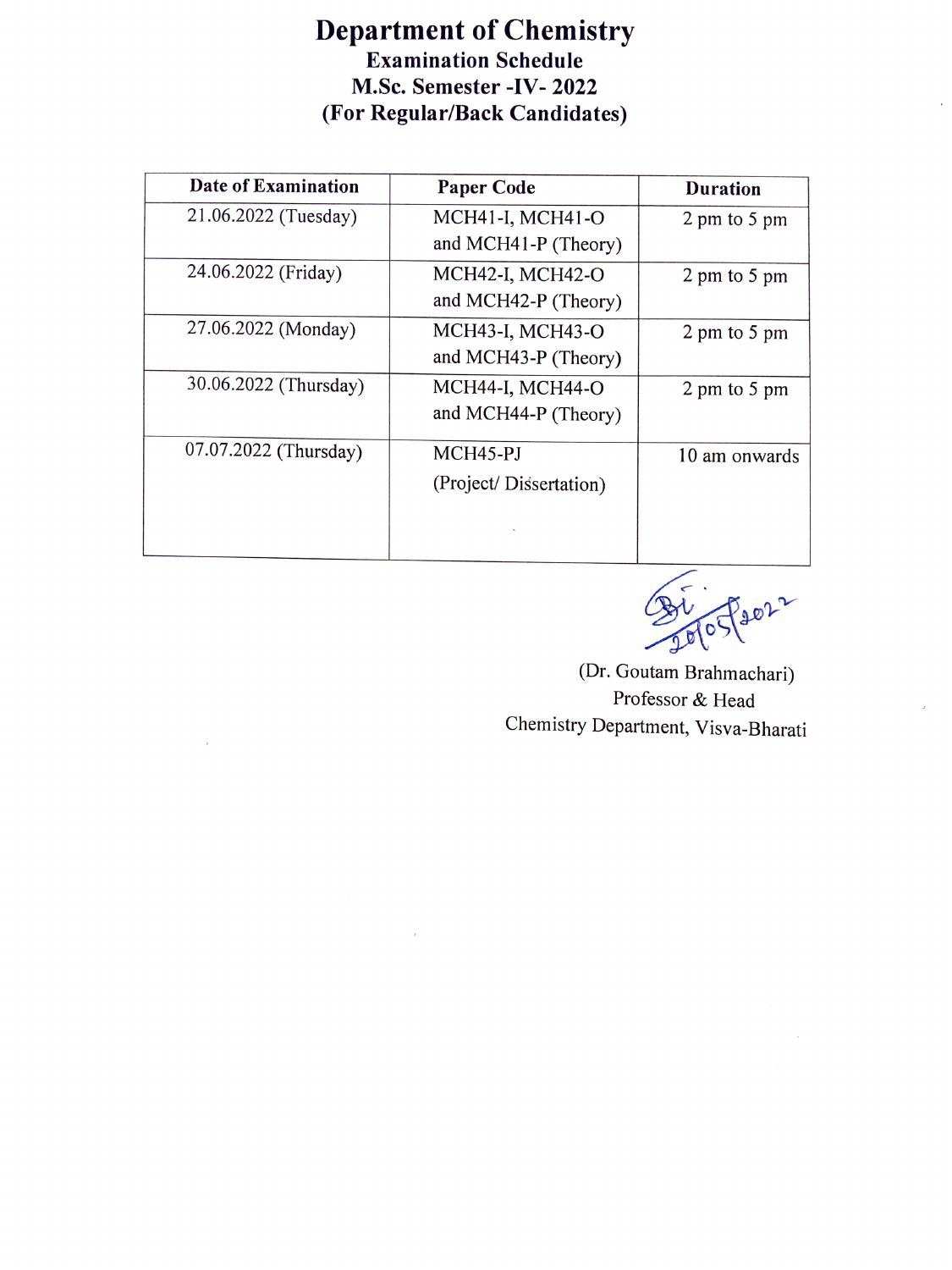# Department of Chemistry

## Examination Schedule

## M.Sc. Semester -IV- 2022

## (For Regular/Back Candidates)

| Date of Examination | Paper Code | Duration |
|---|---|---|
| 21.06.2022 (Tuesday) | MCH41-I, MCH41-O and MCH41-P (Theory) | 2 pm to 5 pm |
| 24.06.2022 (Friday) | MCH42-I, MCH42-O and MCH42-P (Theory) | 2 pm to 5 pm |
| 27.06.2022 (Monday) | MCH43-I, MCH43-O and MCH43-P (Theory) | 2 pm to 5 pm |
| 30.06.2022 (Thursday) | MCH44-I, MCH44-O and MCH44-P (Theory) | 2 pm to 5 pm |
| 07.07.2022 (Thursday) | MCH45-PJ (Project/ Dissertation) | 10 am onwards |

20/05/2022

(Dr. Goutam Brahmachari)
Professor & Head
Chemistry Department, Visva-Bharati